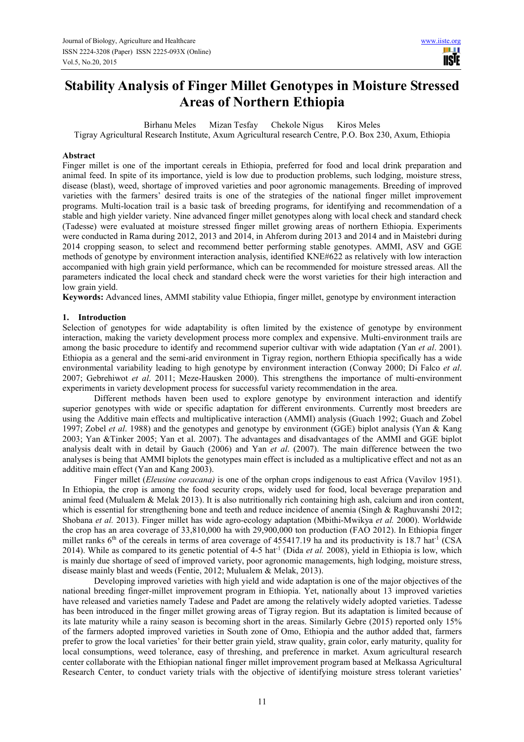# Stability Analysis of Finger Millet Genotypes in Moisture Stressed Areas of Northern Ethiopia

Birhanu Meles  Mizan Tesfay  Chekole Nigus  Kiros Meles

Tigray Agricultural Research Institute, Axum Agricultural research Centre, P.O. Box 230, Axum, Ethiopia

## Abstract

Finger millet is one of the important cereals in Ethiopia, preferred for food and local drink preparation and animal feed. In spite of its importance, yield is low due to production problems, such lodging, moisture stress, disease (blast), weed, shortage of improved varieties and poor agronomic managements. Breeding of improved varieties with the farmers' desired traits is one of the strategies of the national finger millet improvement programs. Multi-location trail is a basic task of breeding programs, for identifying and recommendation of a stable and high yielder variety. Nine advanced finger millet genotypes along with local check and standard check (Tadesse) were evaluated at moisture stressed finger millet growing areas of northern Ethiopia. Experiments were conducted in Rama during 2012, 2013 and 2014, in Ahferom during 2013 and 2014 and in Maistebri during 2014 cropping season, to select and recommend better performing stable genotypes. AMMI, ASV and GGE methods of genotype by environment interaction analysis, identified KNE#622 as relatively with low interaction accompanied with high grain yield performance, which can be recommended for moisture stressed areas. All the parameters indicated the local check and standard check were the worst varieties for their high interaction and low grain yield.

**Keywords:** Advanced lines, AMMI stability value Ethiopia, finger millet, genotype by environment interaction

## 1. Introduction

Selection of genotypes for wide adaptability is often limited by the existence of genotype by environment interaction, making the variety development process more complex and expensive. Multi-environment trails are among the basic procedure to identify and recommend superior cultivar with wide adaptation (Yan *et al*. 2001). Ethiopia as a general and the semi-arid environment in Tigray region, northern Ethiopia specifically has a wide environmental variability leading to high genotype by environment interaction (Conway 2000; Di Falco *et al*. 2007; Gebrehiwot *et al*. 2011; Meze-Hausken 2000). This strengthens the importance of multi-environment experiments in variety development process for successful variety recommendation in the area.

Different methods haven been used to explore genotype by environment interaction and identify superior genotypes with wide or specific adaptation for different environments. Currently most breeders are using the Additive main effects and multiplicative interaction (AMMI) analysis (Guach 1992; Guach and Zobel 1997; Zobel *et al*. 1988) and the genotypes and genotype by environment (GGE) biplot analysis (Yan & Kang 2003; Yan &Tinker 2005; Yan et al. 2007). The advantages and disadvantages of the AMMI and GGE biplot analysis dealt with in detail by Gauch (2006) and Yan *et al*. (2007). The main difference between the two analyses is being that AMMI biplots the genotypes main effect is included as a multiplicative effect and not as an additive main effect (Yan and Kang 2003).

Finger millet (*Eleusine coracana)* is one of the orphan crops indigenous to east Africa (Vavilov 1951). In Ethiopia, the crop is among the food security crops, widely used for food, local beverage preparation and animal feed (Mulualem & Melak 2013). It is also nutritionally rich containing high ash, calcium and iron content, which is essential for strengthening bone and teeth and reduce incidence of anemia (Singh & Raghuvanshi 2012; Shobana *et al.* 2013). Finger millet has wide agro-ecology adaptation (Mbithi-Mwikya *et al.* 2000). Worldwide the crop has an area coverage of 33,810,000 ha with 29,900,000 ton production (FAO 2012). In Ethiopia finger millet ranks 6$^{th}$ of the cereals in terms of area coverage of 455417.19 ha and its productivity is 18.7 $hat^{-1}$ (CSA 2014). While as compared to its genetic potential of 4-5 $hat^{-1}$ (Dida *et al.* 2008), yield in Ethiopia is low, which is mainly due shortage of seed of improved variety, poor agronomic managements, high lodging, moisture stress, disease mainly blast and weeds (Fentie, 2012; Mulualem & Melak, 2013).

Developing improved varieties with high yield and wide adaptation is one of the major objectives of the national breeding finger-millet improvement program in Ethiopia. Yet, nationally about 13 improved varieties have released and varieties namely Tadese and Padet are among the relatively widely adopted varieties. Tadesse has been introduced in the finger millet growing areas of Tigray region. But its adaptation is limited because of its late maturity while a rainy season is becoming short in the areas. Similarly Gebre (2015) reported only 15% of the farmers adopted improved varieties in South zone of Omo, Ethiopia and the author added that, farmers prefer to grow the local varieties' for their better grain yield, straw quality, grain color, early maturity, quality for local consumptions, weed tolerance, easy of threshing, and preference in market. Axum agricultural research center collaborate with the Ethiopian national finger millet improvement program based at Melkassa Agricultural Research Center, to conduct variety trials with the objective of identifying moisture stress tolerant varieties'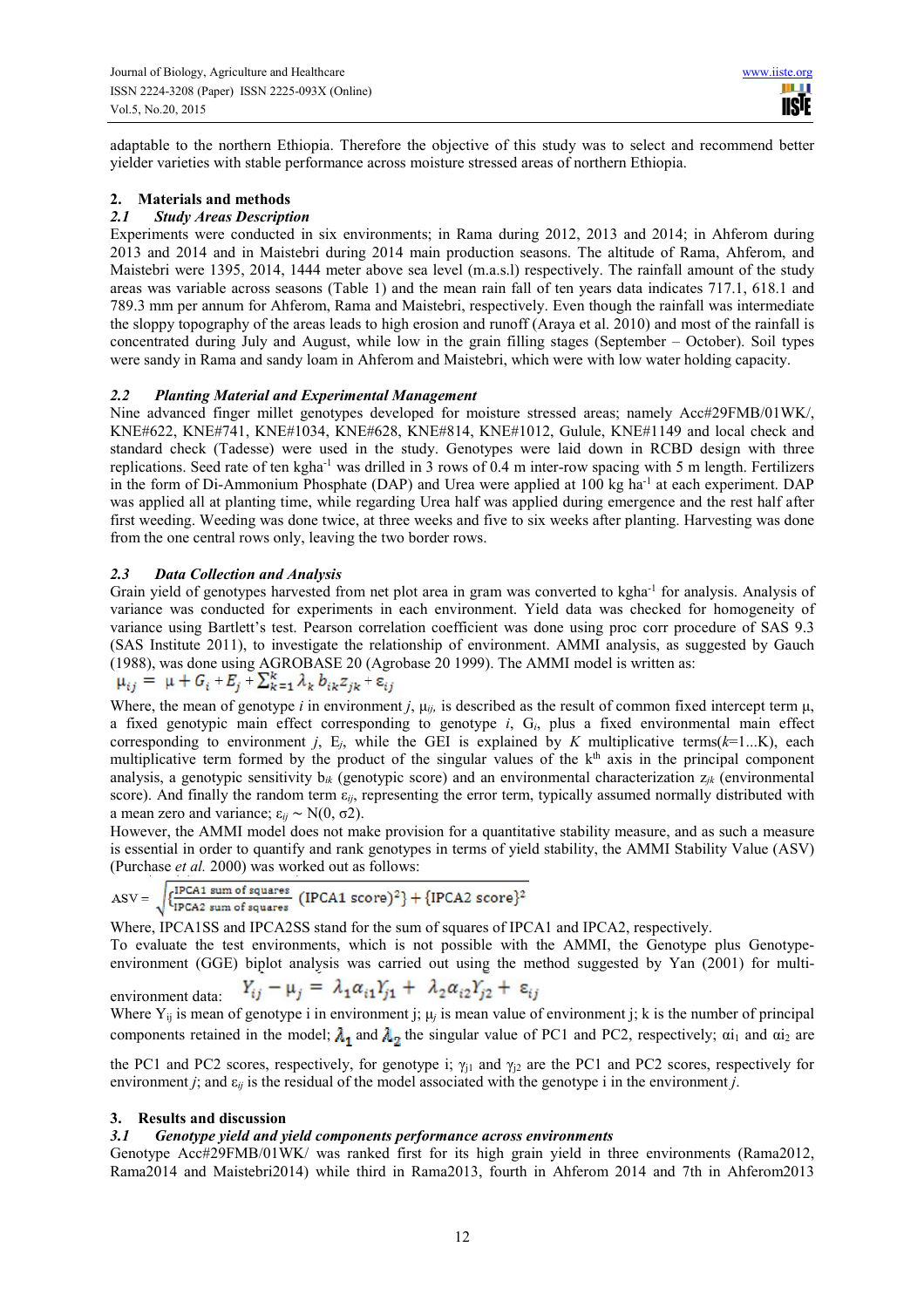adaptable to the northern Ethiopia. Therefore the objective of this study was to select and recommend better yielder varieties with stable performance across moisture stressed areas of northern Ethiopia.

## 2. Materials and methods

### *2.1 Study Areas Description*

Experiments were conducted in six environments; in Rama during 2012, 2013 and 2014; in Ahferom during 2013 and 2014 and in Maistebri during 2014 main production seasons. The altitude of Rama, Ahferom, and Maistebri were 1395, 2014, 1444 meter above sea level (m.a.s.l) respectively. The rainfall amount of the study areas was variable across seasons (Table 1) and the mean rain fall of ten years data indicates 717.1, 618.1 and 789.3 mm per annum for Ahferom, Rama and Maistebri, respectively. Even though the rainfall was intermediate the sloppy topography of the areas leads to high erosion and runoff (Araya et al. 2010) and most of the rainfall is concentrated during July and August, while low in the grain filling stages (September – October). Soil types were sandy in Rama and sandy loam in Ahferom and Maistebri, which were with low water holding capacity.

### *2.2 Planting Material and Experimental Management*

Nine advanced finger millet genotypes developed for moisture stressed areas; namely Acc#29FMB/01WK/, KNE#622, KNE#741, KNE#1034, KNE#628, KNE#814, KNE#1012, Gulule, KNE#1149 and local check and standard check (Tadesse) were used in the study. Genotypes were laid down in RCBD design with three replications. Seed rate of ten kgha$^{-1}$ was drilled in 3 rows of 0.4 m inter-row spacing with 5 m length. Fertilizers in the form of Di-Ammonium Phosphate (DAP) and Urea were applied at 100 kg ha$^{-1}$ at each experiment. DAP was applied all at planting time, while regarding Urea half was applied during emergence and the rest half after first weeding. Weeding was done twice, at three weeks and five to six weeks after planting. Harvesting was done from the one central rows only, leaving the two border rows.

### *2.3 Data Collection and Analysis*

Grain yield of genotypes harvested from net plot area in gram was converted to kgha$^{-1}$ for analysis. Analysis of variance was conducted for experiments in each environment. Yield data was checked for homogeneity of variance using Bartlett's test. Pearson correlation coefficient was done using proc corr procedure of SAS 9.3 (SAS Institute 2011), to investigate the relationship of environment. AMMI analysis, as suggested by Gauch (1988), was done using AGROBASE 20 (Agrobase 20 1999). The AMMI model is written as:

$$\mu_{ij} = \mu + G_i + E_j + \sum_{k=1}^{k} \lambda_k b_{ik} z_{jk} + \varepsilon_{ij}$$

Where, the mean of genotype $i$ in environment $j$, $\mu_{ij}$, is described as the result of common fixed intercept term $\mu$, a fixed genotypic main effect corresponding to genotype $i$, $G_i$, plus a fixed environmental main effect corresponding to environment $j$, $E_j$, while the GEI is explained by $K$ multiplicative terms($k$=1...K), each multiplicative term formed by the product of the singular values of the k$^{th}$ axis in the principal component analysis, a genotypic sensitivity $b_{ik}$ (genotypic score) and an environmental characterization $z_{jk}$ (environmental score). And finally the random term $\varepsilon_{ij}$, representing the error term, typically assumed normally distributed with a mean zero and variance; $\varepsilon_{ij} \sim N(0, \sigma 2)$.

However, the AMMI model does not make provision for a quantitative stability measure, and as such a measure is essential in order to quantify and rank genotypes in terms of yield stability, the AMMI Stability Value (ASV) (Purchase *et al.* 2000) was worked out as follows:

$$ASV = \sqrt{\left[\frac{\text{IPCA1 sum of squares}}{\text{IPCA2 sum of squares}} (\text{IPCA1 score})^2\right] + \{\text{IPCA2 score}\}^2}$$

Where, IPCA1SS and IPCA2SS stand for the sum of squares of IPCA1 and IPCA2, respectively.

To evaluate the test environments, which is not possible with the AMMI, the Genotype plus Genotype-environment (GGE) biplot analysis was carried out using the method suggested by Yan (2001) for multi-environment data:

$$Y_{ij} - \mu_j = \lambda_1 \alpha_{i1} \Upsilon_{j1} + \lambda_2 \alpha_{i2} \Upsilon_{j2} + \varepsilon_{ij}$$

Where $Y_{ij}$ is mean of genotype i in environment j; $\mu_j$ is mean value of environment j; k is the number of principal components retained in the model; $\lambda_1$ and $\lambda_2$ the singular value of PC1 and PC2, respectively; $\alpha i_1$ and $\alpha i_2$ are the PC1 and PC2 scores, respectively, for genotype i; $\gamma_{j1}$ and $\gamma_{j2}$ are the PC1 and PC2 scores, respectively for environment $j$; and $\varepsilon_{ij}$ is the residual of the model associated with the genotype i in the environment $j$.

## 3. Results and discussion

### *3.1 Genotype yield and yield components performance across environments*

Genotype Acc#29FMB/01WK/ was ranked first for its high grain yield in three environments (Rama2012, Rama2014 and Maistebri2014) while third in Rama2013, fourth in Ahferom 2014 and 7th in Ahferom2013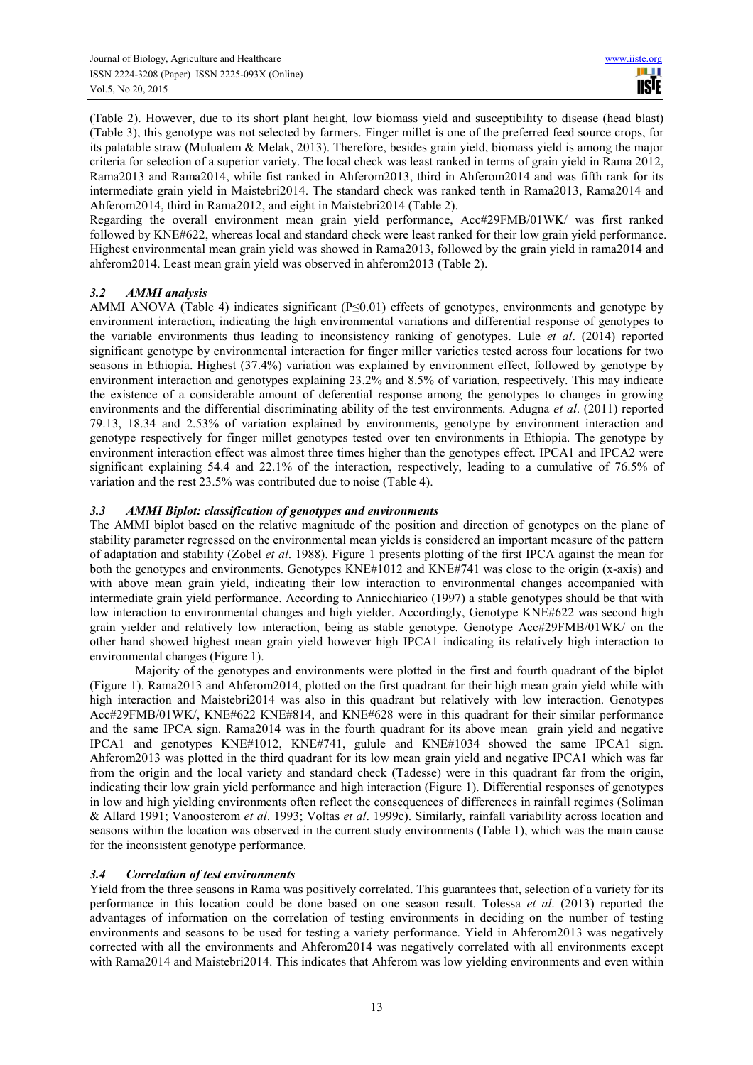(Table 2). However, due to its short plant height, low biomass yield and susceptibility to disease (head blast) (Table 3), this genotype was not selected by farmers. Finger millet is one of the preferred feed source crops, for its palatable straw (Mulualem & Melak, 2013). Therefore, besides grain yield, biomass yield is among the major criteria for selection of a superior variety. The local check was least ranked in terms of grain yield in Rama 2012, Rama2013 and Rama2014, while fist ranked in Ahferom2013, third in Ahferom2014 and was fifth rank for its intermediate grain yield in Maistebri2014. The standard check was ranked tenth in Rama2013, Rama2014 and Ahferom2014, third in Rama2012, and eight in Maistebri2014 (Table 2).

Regarding the overall environment mean grain yield performance, Acc#29FMB/01WK/ was first ranked followed by KNE#622, whereas local and standard check were least ranked for their low grain yield performance. Highest environmental mean grain yield was showed in Rama2013, followed by the grain yield in rama2014 and ahferom2014. Least mean grain yield was observed in ahferom2013 (Table 2).

### *3.2 AMMI analysis*

AMMI ANOVA (Table 4) indicates significant ($P \leq 0.01$) effects of genotypes, environments and genotype by environment interaction, indicating the high environmental variations and differential response of genotypes to the variable environments thus leading to inconsistency ranking of genotypes. Lule *et al*. (2014) reported significant genotype by environmental interaction for finger miller varieties tested across four locations for two seasons in Ethiopia. Highest (37.4%) variation was explained by environment effect, followed by genotype by environment interaction and genotypes explaining 23.2% and 8.5% of variation, respectively. This may indicate the existence of a considerable amount of deferential response among the genotypes to changes in growing environments and the differential discriminating ability of the test environments. Adugna *et al*. (2011) reported 79.13, 18.34 and 2.53% of variation explained by environments, genotype by environment interaction and genotype respectively for finger millet genotypes tested over ten environments in Ethiopia. The genotype by environment interaction effect was almost three times higher than the genotypes effect. IPCA1 and IPCA2 were significant explaining 54.4 and 22.1% of the interaction, respectively, leading to a cumulative of 76.5% of variation and the rest 23.5% was contributed due to noise (Table 4).

### *3.3 AMMI Biplot: classification of genotypes and environments*

The AMMI biplot based on the relative magnitude of the position and direction of genotypes on the plane of stability parameter regressed on the environmental mean yields is considered an important measure of the pattern of adaptation and stability (Zobel *et al*. 1988). Figure 1 presents plotting of the first IPCA against the mean for both the genotypes and environments. Genotypes KNE#1012 and KNE#741 was close to the origin (x-axis) and with above mean grain yield, indicating their low interaction to environmental changes accompanied with intermediate grain yield performance. According to Annicchiarico (1997) a stable genotypes should be that with low interaction to environmental changes and high yielder. Accordingly, Genotype KNE#622 was second high grain yielder and relatively low interaction, being as stable genotype. Genotype Acc#29FMB/01WK/ on the other hand showed highest mean grain yield however high IPCA1 indicating its relatively high interaction to environmental changes (Figure 1).

Majority of the genotypes and environments were plotted in the first and fourth quadrant of the biplot (Figure 1). Rama2013 and Ahferom2014, plotted on the first quadrant for their high mean grain yield while with high interaction and Maistebri2014 was also in this quadrant but relatively with low interaction. Genotypes Acc#29FMB/01WK/, KNE#622 KNE#814, and KNE#628 were in this quadrant for their similar performance and the same IPCA sign. Rama2014 was in the fourth quadrant for its above mean grain yield and negative IPCA1 and genotypes KNE#1012, KNE#741, gulule and KNE#1034 showed the same IPCA1 sign. Ahferom2013 was plotted in the third quadrant for its low mean grain yield and negative IPCA1 which was far from the origin and the local variety and standard check (Tadesse) were in this quadrant far from the origin, indicating their low grain yield performance and high interaction (Figure 1). Differential responses of genotypes in low and high yielding environments often reflect the consequences of differences in rainfall regimes (Soliman & Allard 1991; Vanoosterom *et al*. 1993; Voltas *et al*. 1999c). Similarly, rainfall variability across location and seasons within the location was observed in the current study environments (Table 1), which was the main cause for the inconsistent genotype performance.

### *3.4 Correlation of test environments*

Yield from the three seasons in Rama was positively correlated. This guarantees that, selection of a variety for its performance in this location could be done based on one season result. Tolessa *et al*. (2013) reported the advantages of information on the correlation of testing environments in deciding on the number of testing environments and seasons to be used for testing a variety performance. Yield in Ahferom2013 was negatively corrected with all the environments and Ahferom2014 was negatively correlated with all environments except with Rama2014 and Maistebri2014. This indicates that Ahferom was low yielding environments and even within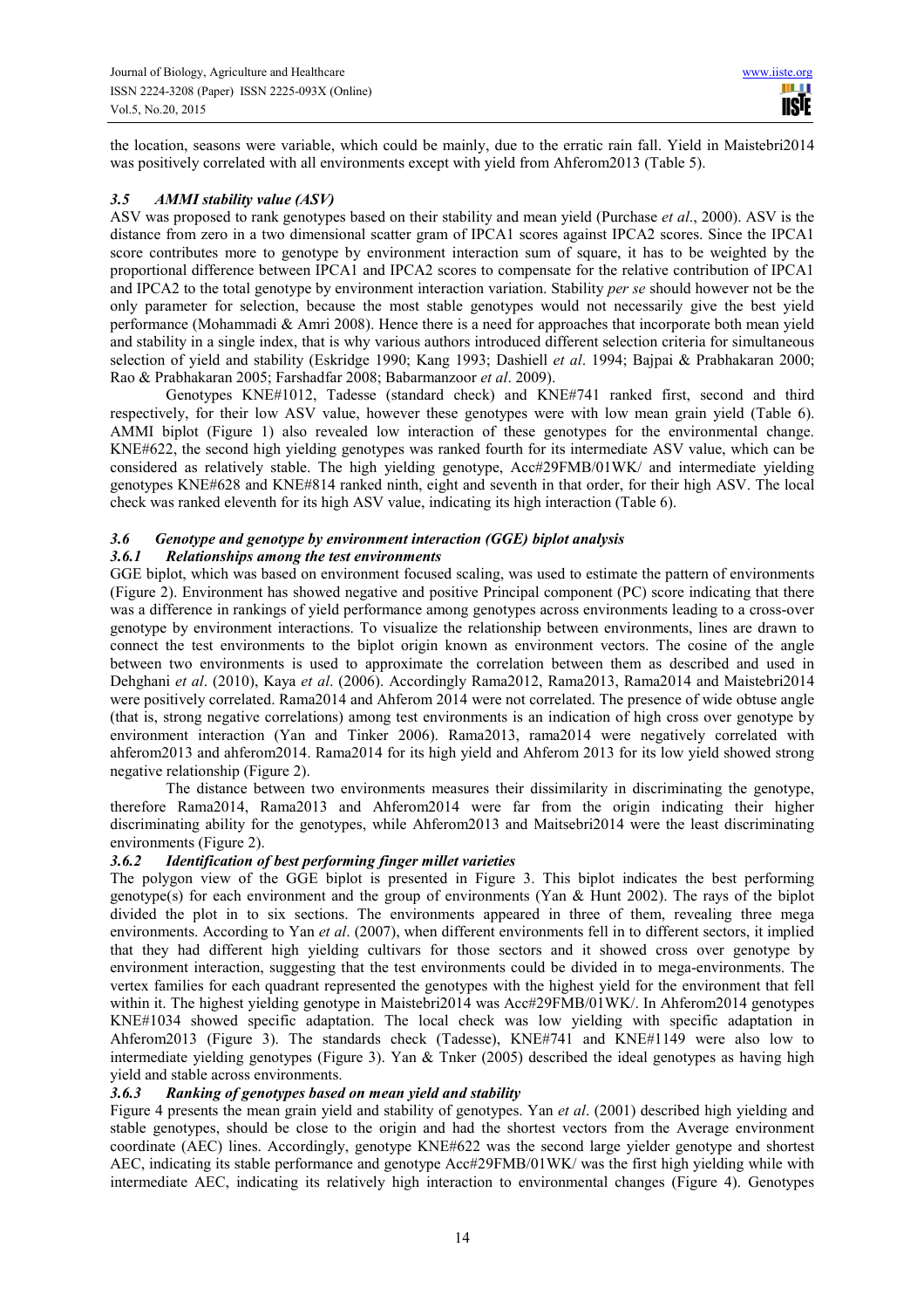the location, seasons were variable, which could be mainly, due to the erratic rain fall. Yield in Maistebri2014 was positively correlated with all environments except with yield from Ahferom2013 (Table 5).

### *3.5 AMMI stability value (ASV)*

ASV was proposed to rank genotypes based on their stability and mean yield (Purchase *et al*., 2000). ASV is the distance from zero in a two dimensional scatter gram of IPCA1 scores against IPCA2 scores. Since the IPCA1 score contributes more to genotype by environment interaction sum of square, it has to be weighted by the proportional difference between IPCA1 and IPCA2 scores to compensate for the relative contribution of IPCA1 and IPCA2 to the total genotype by environment interaction variation. Stability *per se* should however not be the only parameter for selection, because the most stable genotypes would not necessarily give the best yield performance (Mohammadi & Amri 2008). Hence there is a need for approaches that incorporate both mean yield and stability in a single index, that is why various authors introduced different selection criteria for simultaneous selection of yield and stability (Eskridge 1990; Kang 1993; Dashiell *et al*. 1994; Bajpai & Prabhakaran 2000; Rao & Prabhakaran 2005; Farshadfar 2008; Babarmanzoor *et al*. 2009).

Genotypes KNE#1012, Tadesse (standard check) and KNE#741 ranked first, second and third respectively, for their low ASV value, however these genotypes were with low mean grain yield (Table 6). AMMI biplot (Figure 1) also revealed low interaction of these genotypes for the environmental change. KNE#622, the second high yielding genotypes was ranked fourth for its intermediate ASV value, which can be considered as relatively stable. The high yielding genotype, Acc#29FMB/01WK/ and intermediate yielding genotypes KNE#628 and KNE#814 ranked ninth, eight and seventh in that order, for their high ASV. The local check was ranked eleventh for its high ASV value, indicating its high interaction (Table 6).

### *3.6 Genotype and genotype by environment interaction (GGE) biplot analysis*

#### *3.6.1 Relationships among the test environments*

GGE biplot, which was based on environment focused scaling, was used to estimate the pattern of environments (Figure 2). Environment has showed negative and positive Principal component (PC) score indicating that there was a difference in rankings of yield performance among genotypes across environments leading to a cross-over genotype by environment interactions. To visualize the relationship between environments, lines are drawn to connect the test environments to the biplot origin known as environment vectors. The cosine of the angle between two environments is used to approximate the correlation between them as described and used in Dehghani *et al*. (2010), Kaya *et al*. (2006). Accordingly Rama2012, Rama2013, Rama2014 and Maistebri2014 were positively correlated. Rama2014 and Ahferom 2014 were not correlated. The presence of wide obtuse angle (that is, strong negative correlations) among test environments is an indication of high cross over genotype by environment interaction (Yan and Tinker 2006). Rama2013, rama2014 were negatively correlated with ahferom2013 and ahferom2014. Rama2014 for its high yield and Ahferom 2013 for its low yield showed strong negative relationship (Figure 2).

The distance between two environments measures their dissimilarity in discriminating the genotype, therefore Rama2014, Rama2013 and Ahferom2014 were far from the origin indicating their higher discriminating ability for the genotypes, while Ahferom2013 and Maitsebri2014 were the least discriminating environments (Figure 2).

#### *3.6.2 Identification of best performing finger millet varieties*

The polygon view of the GGE biplot is presented in Figure 3. This biplot indicates the best performing genotype(s) for each environment and the group of environments (Yan & Hunt 2002). The rays of the biplot divided the plot in to six sections. The environments appeared in three of them, revealing three mega environments. According to Yan *et al*. (2007), when different environments fell in to different sectors, it implied that they had different high yielding cultivars for those sectors and it showed cross over genotype by environment interaction, suggesting that the test environments could be divided in to mega-environments. The vertex families for each quadrant represented the genotypes with the highest yield for the environment that fell within it. The highest yielding genotype in Maistebri2014 was Acc#29FMB/01WK/. In Ahferom2014 genotypes KNE#1034 showed specific adaptation. The local check was low yielding with specific adaptation in Ahferom2013 (Figure 3). The standards check (Tadesse), KNE#741 and KNE#1149 were also low to intermediate yielding genotypes (Figure 3). Yan & Tnker (2005) described the ideal genotypes as having high yield and stable across environments.

#### *3.6.3 Ranking of genotypes based on mean yield and stability*

Figure 4 presents the mean grain yield and stability of genotypes. Yan *et al*. (2001) described high yielding and stable genotypes, should be close to the origin and had the shortest vectors from the Average environment coordinate (AEC) lines. Accordingly, genotype KNE#622 was the second large yielder genotype and shortest AEC, indicating its stable performance and genotype Acc#29FMB/01WK/ was the first high yielding while with intermediate AEC, indicating its relatively high interaction to environmental changes (Figure 4). Genotypes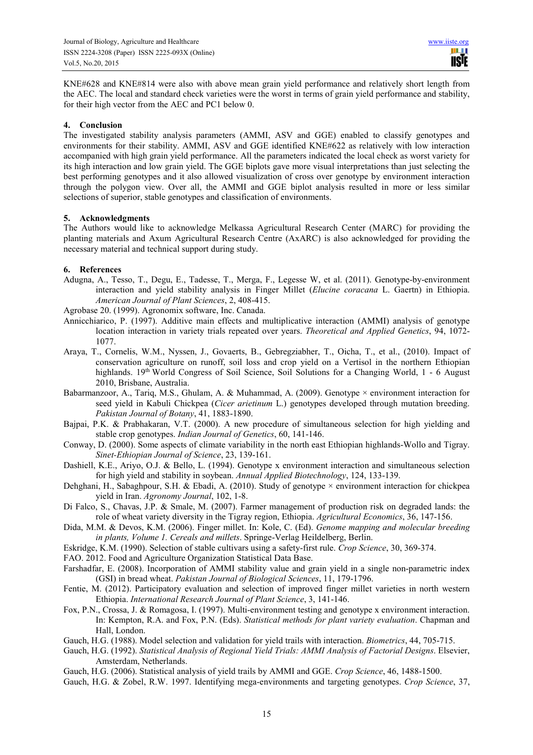KNE#628 and KNE#814 were also with above mean grain yield performance and relatively short length from the AEC. The local and standard check varieties were the worst in terms of grain yield performance and stability, for their high vector from the AEC and PC1 below 0.

## 4. Conclusion

The investigated stability analysis parameters (AMMI, ASV and GGE) enabled to classify genotypes and environments for their stability. AMMI, ASV and GGE identified KNE#622 as relatively with low interaction accompanied with high grain yield performance. All the parameters indicated the local check as worst variety for its high interaction and low grain yield. The GGE biplots gave more visual interpretations than just selecting the best performing genotypes and it also allowed visualization of cross over genotype by environment interaction through the polygon view. Over all, the AMMI and GGE biplot analysis resulted in more or less similar selections of superior, stable genotypes and classification of environments.

## 5. Acknowledgments

The Authors would like to acknowledge Melkassa Agricultural Research Center (MARC) for providing the planting materials and Axum Agricultural Research Centre (AxARC) is also acknowledged for providing the necessary material and technical support during study.

## 6. References

Adugna, A., Tesso, T., Degu, E., Tadesse, T., Merga, F., Legesse W, et al. (2011). Genotype-by-environment interaction and yield stability analysis in Finger Millet (*Elucine coracana* L. Gaertn) in Ethiopia. *American Journal of Plant Sciences*, 2, 408-415.

Agrobase 20. (1999). Agronomix software, Inc. Canada.

Annicchiarico, P. (1997). Additive main effects and multiplicative interaction (AMMI) analysis of genotype location interaction in variety trials repeated over years. *Theoretical and Applied Genetics*, 94, 1072-1077.

Araya, T., Cornelis, W.M., Nyssen, J., Govaerts, B., Gebregziabher, T., Oicha, T., et al., (2010). Impact of conservation agriculture on runoff, soil loss and crop yield on a Vertisol in the northern Ethiopian highlands. 19th World Congress of Soil Science, Soil Solutions for a Changing World, 1 - 6 August 2010, Brisbane, Australia.

Babarmanzoor, A., Tariq, M.S., Ghulam, A. & Muhammad, A. (2009). Genotype × environment interaction for seed yield in Kabuli Chickpea (*Cicer arietinum* L.) genotypes developed through mutation breeding. *Pakistan Journal of Botany*, 41, 1883-1890.

Bajpai, P.K. & Prabhakaran, V.T. (2000). A new procedure of simultaneous selection for high yielding and stable crop genotypes. *Indian Journal of Genetics*, 60, 141-146.

Conway, D. (2000). Some aspects of climate variability in the north east Ethiopian highlands-Wollo and Tigray. *Sinet-Ethiopian Journal of Science*, 23, 139-161.

Dashiell, K.E., Ariyo, O.J. & Bello, L. (1994). Genotype x environment interaction and simultaneous selection for high yield and stability in soybean. *Annual Applied Biotechnology*, 124, 133-139.

Dehghani, H., Sabaghpour, S.H. & Ebadi, A. (2010). Study of genotype × environment interaction for chickpea yield in Iran. *Agronomy Journal*, 102, 1-8.

Di Falco, S., Chavas, J.P. & Smale, M. (2007). Farmer management of production risk on degraded lands: the role of wheat variety diversity in the Tigray region, Ethiopia. *Agricultural Economics*, 36, 147-156.

Dida, M.M. & Devos, K.M. (2006). Finger millet. In: Kole, C. (Ed). *Genome mapping and molecular breeding in plants, Volume 1. Cereals and millets*. Springe-Verlag Heildelberg, Berlin.

Eskridge, K.M. (1990). Selection of stable cultivars using a safety-first rule. *Crop Science*, 30, 369-374.

FAO. 2012. Food and Agriculture Organization Statistical Data Base.

Farshadfar, E. (2008). Incorporation of AMMI stability value and grain yield in a single non-parametric index (GSI) in bread wheat. *Pakistan Journal of Biological Sciences*, 11, 179-1796.

Fentie, M. (2012). Participatory evaluation and selection of improved finger millet varieties in north western Ethiopia. *International Research Journal of Plant Science*, 3, 141-146.

Fox, P.N., Crossa, J. & Romagosa, I. (1997). Multi-environment testing and genotype x environment interaction. In: Kempton, R.A. and Fox, P.N. (Eds). *Statistical methods for plant variety evaluation*. Chapman and Hall, London.

Gauch, H.G. (1988). Model selection and validation for yield trails with interaction. *Biometrics*, 44, 705-715.

Gauch, H.G. (1992). *Statistical Analysis of Regional Yield Trials: AMMI Analysis of Factorial Designs*. Elsevier, Amsterdam, Netherlands.

Gauch, H.G. (2006). Statistical analysis of yield trails by AMMI and GGE. *Crop Science*, 46, 1488-1500.

Gauch, H.G. & Zobel, R.W. 1997. Identifying mega-environments and targeting genotypes. *Crop Science*, 37,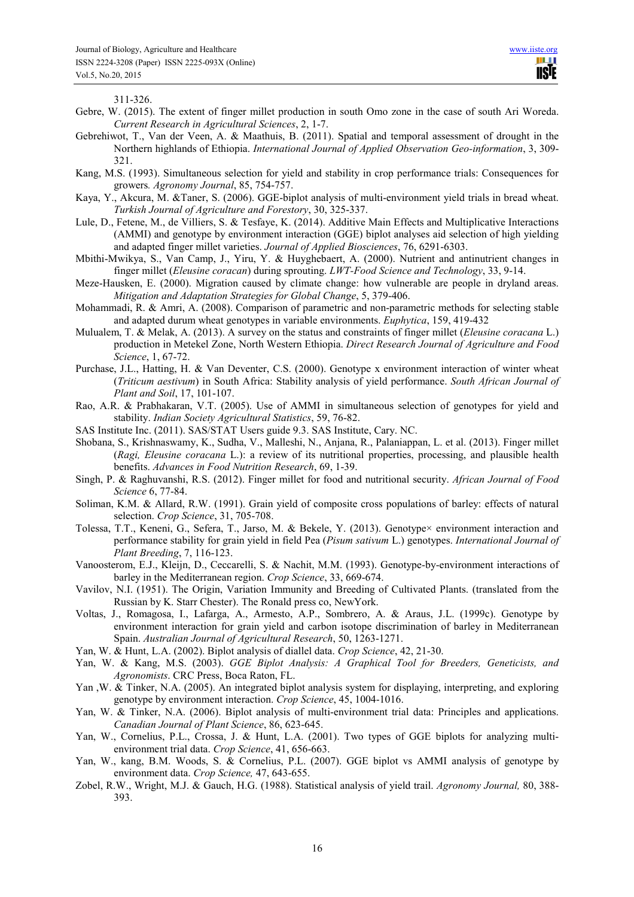311-326.

Gebre, W. (2015). The extent of finger millet production in south Omo zone in the case of south Ari Woreda. *Current Research in Agricultural Sciences*, 2, 1-7.

Gebrehiwot, T., Van der Veen, A. & Maathuis, B. (2011). Spatial and temporal assessment of drought in the Northern highlands of Ethiopia. *International Journal of Applied Observation Geo-information*, 3, 309-321.

Kang, M.S. (1993). Simultaneous selection for yield and stability in crop performance trials: Consequences for growers. *Agronomy Journal*, 85, 754-757.

Kaya, Y., Akcura, M. &Taner, S. (2006). GGE-biplot analysis of multi-environment yield trials in bread wheat. *Turkish Journal of Agriculture and Forestory*, 30, 325-337.

Lule, D., Fetene, M., de Villiers, S. & Tesfaye, K. (2014). Additive Main Effects and Multiplicative Interactions (AMMI) and genotype by environment interaction (GGE) biplot analyses aid selection of high yielding and adapted finger millet varieties. *Journal of Applied Biosciences*, 76, 6291-6303.

Mbithi-Mwikya, S., Van Camp, J., Yiru, Y. & Huyghebaert, A. (2000). Nutrient and antinutrient changes in finger millet (*Eleusine coracan*) during sprouting. *LWT-Food Science and Technology*, 33, 9-14.

Meze-Hausken, E. (2000). Migration caused by climate change: how vulnerable are people in dryland areas. *Mitigation and Adaptation Strategies for Global Change*, 5, 379-406.

Mohammadi, R. & Amri, A. (2008). Comparison of parametric and non-parametric methods for selecting stable and adapted durum wheat genotypes in variable environments. *Euphytica*, 159, 419-432

Mulualem, T. & Melak, A. (2013). A survey on the status and constraints of finger millet (*Eleusine coracana* L.) production in Metekel Zone, North Western Ethiopia. *Direct Research Journal of Agriculture and Food Science*, 1, 67-72.

Purchase, J.L., Hatting, H. & Van Deventer, C.S. (2000). Genotype x environment interaction of winter wheat (*Triticum aestivum*) in South Africa: Stability analysis of yield performance. *South African Journal of Plant and Soil*, 17, 101-107.

Rao, A.R. & Prabhakaran, V.T. (2005). Use of AMMI in simultaneous selection of genotypes for yield and stability. *Indian Society Agricultural Statistics*, 59, 76-82.

SAS Institute Inc. (2011). SAS/STAT Users guide 9.3. SAS Institute, Cary. NC.

Shobana, S., Krishnaswamy, K., Sudha, V., Malleshi, N., Anjana, R., Palaniappan, L. et al. (2013). Finger millet (*Ragi, Eleusine coracana* L.): a review of its nutritional properties, processing, and plausible health benefits. *Advances in Food Nutrition Research*, 69, 1-39.

Singh, P. & Raghuvanshi, R.S. (2012). Finger millet for food and nutritional security. *African Journal of Food Science* 6, 77-84.

Soliman, K.M. & Allard, R.W. (1991). Grain yield of composite cross populations of barley: effects of natural selection. *Crop Science*, 31, 705-708.

Tolessa, T.T., Keneni, G., Sefera, T., Jarso, M. & Bekele, Y. (2013). Genotype× environment interaction and performance stability for grain yield in field Pea (*Pisum sativum* L.) genotypes. *International Journal of Plant Breeding*, 7, 116-123.

Vanoosterom, E.J., Kleijn, D., Ceccarelli, S. & Nachit, M.M. (1993). Genotype-by-environment interactions of barley in the Mediterranean region. *Crop Science*, 33, 669-674.

Vavilov, N.I. (1951). The Origin, Variation Immunity and Breeding of Cultivated Plants. (translated from the Russian by K. Starr Chester). The Ronald press co, NewYork.

Voltas, J., Romagosa, I., Lafarga, A., Armesto, A.P., Sombrero, A. & Araus, J.L. (1999c). Genotype by environment interaction for grain yield and carbon isotope discrimination of barley in Mediterranean Spain. *Australian Journal of Agricultural Research*, 50, 1263-1271.

Yan, W. & Hunt, L.A. (2002). Biplot analysis of diallel data. *Crop Science*, 42, 21-30.

Yan, W. & Kang, M.S. (2003). *GGE Biplot Analysis: A Graphical Tool for Breeders, Geneticists, and Agronomists*. CRC Press, Boca Raton, FL.

Yan ,W. & Tinker, N.A. (2005). An integrated biplot analysis system for displaying, interpreting, and exploring genotype by environment interaction. *Crop Science*, 45, 1004-1016.

Yan, W. & Tinker, N.A. (2006). Biplot analysis of multi-environment trial data: Principles and applications. *Canadian Journal of Plant Science*, 86, 623-645.

Yan, W., Cornelius, P.L., Crossa, J. & Hunt, L.A. (2001). Two types of GGE biplots for analyzing multi-environment trial data. *Crop Science*, 41, 656-663.

Yan, W., kang, B.M. Woods, S. & Cornelius, P.L. (2007). GGE biplot vs AMMI analysis of genotype by environment data. *Crop Science,* 47, 643-655.

Zobel, R.W., Wright, M.J. & Gauch, H.G. (1988). Statistical analysis of yield trail. *Agronomy Journal,* 80, 388-393.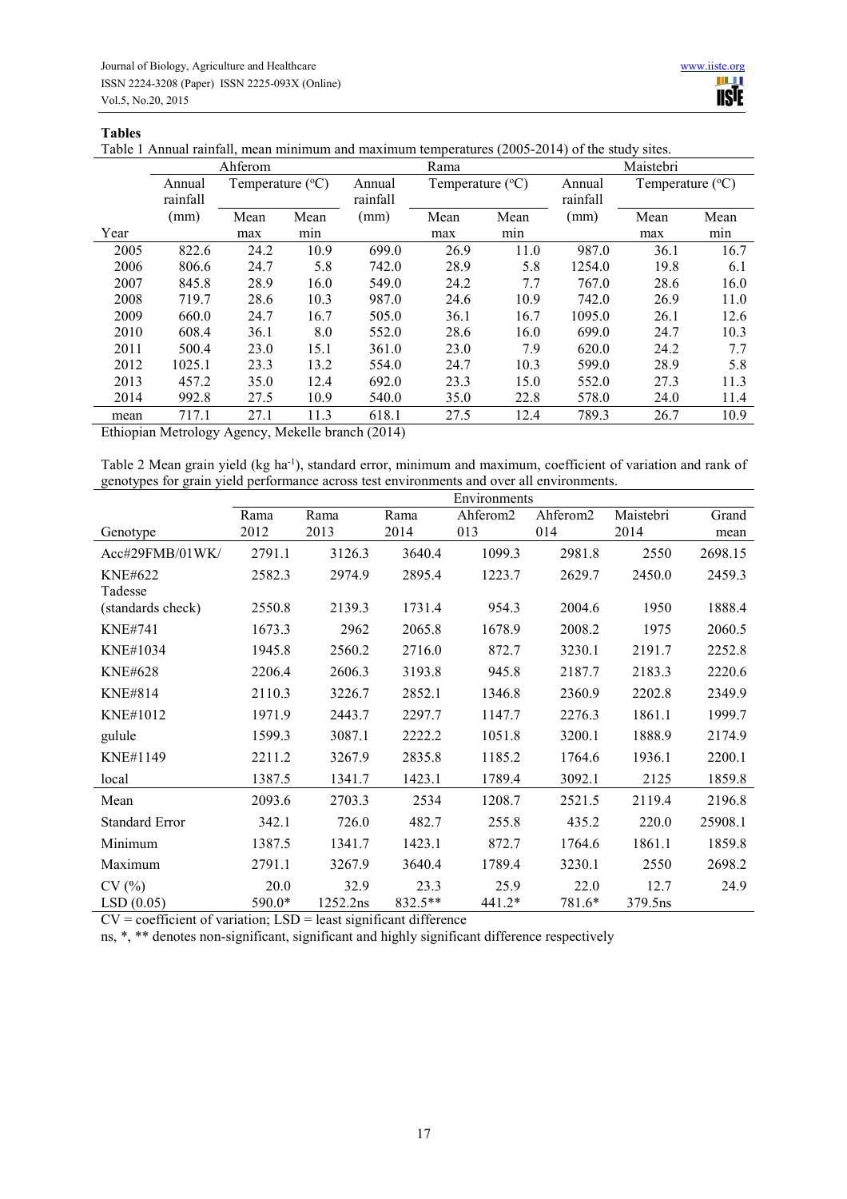## Tables

Table 1 Annual rainfall, mean minimum and maximum temperatures (2005-2014) of the study sites.

| | Ahferom | | | Rama | | | Maistebri | | |
|---|---|---|---|---|---|---|---|---|---|
| | Annual rainfall | Temperature (°C) | | Annual rainfall | Temperature (°C) | | Annual rainfall | Temperature (°C) | |
| Year | (mm) | Mean max | Mean min | (mm) | Mean max | Mean min | (mm) | Mean max | Mean min |
| 2005 | 822.6 | 24.2 | 10.9 | 699.0 | 26.9 | 11.0 | 987.0 | 36.1 | 16.7 |
| 2006 | 806.6 | 24.7 | 5.8 | 742.0 | 28.9 | 5.8 | 1254.0 | 19.8 | 6.1 |
| 2007 | 845.8 | 28.9 | 16.0 | 549.0 | 24.2 | 7.7 | 767.0 | 28.6 | 16.0 |
| 2008 | 719.7 | 28.6 | 10.3 | 987.0 | 24.6 | 10.9 | 742.0 | 26.9 | 11.0 |
| 2009 | 660.0 | 24.7 | 16.7 | 505.0 | 36.1 | 16.7 | 1095.0 | 26.1 | 12.6 |
| 2010 | 608.4 | 36.1 | 8.0 | 552.0 | 28.6 | 16.0 | 699.0 | 24.7 | 10.3 |
| 2011 | 500.4 | 23.0 | 15.1 | 361.0 | 23.0 | 7.9 | 620.0 | 24.2 | 7.7 |
| 2012 | 1025.1 | 23.3 | 13.2 | 554.0 | 24.7 | 10.3 | 599.0 | 28.9 | 5.8 |
| 2013 | 457.2 | 35.0 | 12.4 | 692.0 | 23.3 | 15.0 | 552.0 | 27.3 | 11.3 |
| 2014 | 992.8 | 27.5 | 10.9 | 540.0 | 35.0 | 22.8 | 578.0 | 24.0 | 11.4 |
| mean | 717.1 | 27.1 | 11.3 | 618.1 | 27.5 | 12.4 | 789.3 | 26.7 | 10.9 |

Ethiopian Metrology Agency, Mekelle branch (2014)

Table 2 Mean grain yield (kg ha$^{-1}$), standard error, minimum and maximum, coefficient of variation and rank of genotypes for grain yield performance across test environments and over all environments.

| | Environments | | | | | | |
|---|---|---|---|---|---|---|---|
| Genotype | Rama 2012 | Rama 2013 | Rama 2014 | Ahferom2013 | Ahferom2014 | Maistebri 2014 | Grand mean |
| Acc#29FMB/01WK/ | 2791.1 | 3126.3 | 3640.4 | 1099.3 | 2981.8 | 2550 | 2698.15 |
| KNE#622 | 2582.3 | 2974.9 | 2895.4 | 1223.7 | 2629.7 | 2450.0 | 2459.3 |
| Tadesse (standards check) | 2550.8 | 2139.3 | 1731.4 | 954.3 | 2004.6 | 1950 | 1888.4 |
| KNE#741 | 1673.3 | 2962 | 2065.8 | 1678.9 | 2008.2 | 1975 | 2060.5 |
| KNE#1034 | 1945.8 | 2560.2 | 2716.0 | 872.7 | 3230.1 | 2191.7 | 2252.8 |
| KNE#628 | 2206.4 | 2606.3 | 3193.8 | 945.8 | 2187.7 | 2183.3 | 2220.6 |
| KNE#814 | 2110.3 | 3226.7 | 2852.1 | 1346.8 | 2360.9 | 2202.8 | 2349.9 |
| KNE#1012 | 1971.9 | 2443.7 | 2297.7 | 1147.7 | 2276.3 | 1861.1 | 1999.7 |
| gulule | 1599.3 | 3087.1 | 2222.2 | 1051.8 | 3200.1 | 1888.9 | 2174.9 |
| KNE#1149 | 2211.2 | 3267.9 | 2835.8 | 1185.2 | 1764.6 | 1936.1 | 2200.1 |
| local | 1387.5 | 1341.7 | 1423.1 | 1789.4 | 3092.1 | 2125 | 1859.8 |
| Mean | 2093.6 | 2703.3 | 2534 | 1208.7 | 2521.5 | 2119.4 | 2196.8 |
| Standard Error | 342.1 | 726.0 | 482.7 | 255.8 | 435.2 | 220.0 | 25908.1 |
| Minimum | 1387.5 | 1341.7 | 1423.1 | 872.7 | 1764.6 | 1861.1 | 1859.8 |
| Maximum | 2791.1 | 3267.9 | 3640.4 | 1789.4 | 3230.1 | 2550 | 2698.2 |
| CV (%) | 20.0 | 32.9 | 23.3 | 25.9 | 22.0 | 12.7 | 24.9 |
| LSD (0.05) | 590.0* | 1252.2ns | 832.5** | 441.2* | 781.6* | 379.5ns | |

CV = coefficient of variation; LSD = least significant difference

ns, *, ** denotes non-significant, significant and highly significant difference respectively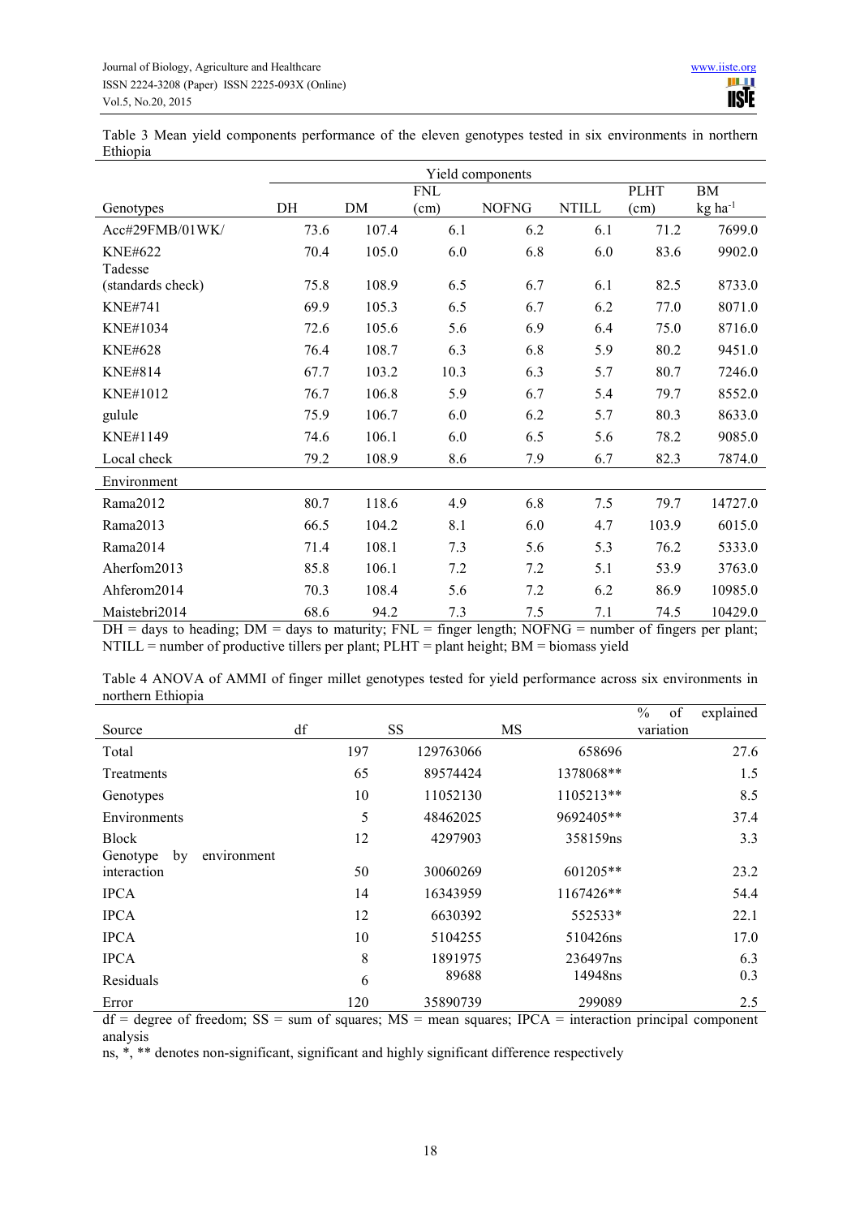Table 3 Mean yield components performance of the eleven genotypes tested in six environments in northern Ethiopia

| | Yield components | | | | | | |
|---|---|---|---|---|---|---|---|
| Genotypes | DH | DM | FNL (cm) | NOFNG | NTILL | PLHT (cm) | BM kg ha$^{-1}$ |
| Acc#29FMB/01WK/ | 73.6 | 107.4 | 6.1 | 6.2 | 6.1 | 71.2 | 7699.0 |
| KNE#622 | 70.4 | 105.0 | 6.0 | 6.8 | 6.0 | 83.6 | 9902.0 |
| Tadesse (standards check) | 75.8 | 108.9 | 6.5 | 6.7 | 6.1 | 82.5 | 8733.0 |
| KNE#741 | 69.9 | 105.3 | 6.5 | 6.7 | 6.2 | 77.0 | 8071.0 |
| KNE#1034 | 72.6 | 105.6 | 5.6 | 6.9 | 6.4 | 75.0 | 8716.0 |
| KNE#628 | 76.4 | 108.7 | 6.3 | 6.8 | 5.9 | 80.2 | 9451.0 |
| KNE#814 | 67.7 | 103.2 | 10.3 | 6.3 | 5.7 | 80.7 | 7246.0 |
| KNE#1012 | 76.7 | 106.8 | 5.9 | 6.7 | 5.4 | 79.7 | 8552.0 |
| gulule | 75.9 | 106.7 | 6.0 | 6.2 | 5.7 | 80.3 | 8633.0 |
| KNE#1149 | 74.6 | 106.1 | 6.0 | 6.5 | 5.6 | 78.2 | 9085.0 |
| Local check | 79.2 | 108.9 | 8.6 | 7.9 | 6.7 | 82.3 | 7874.0 |
| Environment | | | | | | | |
| Rama2012 | 80.7 | 118.6 | 4.9 | 6.8 | 7.5 | 79.7 | 14727.0 |
| Rama2013 | 66.5 | 104.2 | 8.1 | 6.0 | 4.7 | 103.9 | 6015.0 |
| Rama2014 | 71.4 | 108.1 | 7.3 | 5.6 | 5.3 | 76.2 | 5333.0 |
| Aherfom2013 | 85.8 | 106.1 | 7.2 | 7.2 | 5.1 | 53.9 | 3763.0 |
| Ahferom2014 | 70.3 | 108.4 | 5.6 | 7.2 | 6.2 | 86.9 | 10985.0 |
| Maistebri2014 | 68.6 | 94.2 | 7.3 | 7.5 | 7.1 | 74.5 | 10429.0 |

DH = days to heading; DM = days to maturity; FNL = finger length; NOFNG = number of fingers per plant; NTILL = number of productive tillers per plant; PLHT = plant height; BM = biomass yield

Table 4 ANOVA of AMMI of finger millet genotypes tested for yield performance across six environments in northern Ethiopia

| Source | df | SS | MS | % of explained variation |
|---|---|---|---|---|
| Total | 197 | 129763066 | 658696 | 27.6 |
| Treatments | 65 | 89574424 | 1378068** | 1.5 |
| Genotypes | 10 | 11052130 | 1105213** | 8.5 |
| Environments | 5 | 48462025 | 9692405** | 37.4 |
| Block | 12 | 4297903 | 358159ns | 3.3 |
| Genotype by environment interaction | 50 | 30060269 | 601205** | 23.2 |
| IPCA | 14 | 16343959 | 1167426** | 54.4 |
| IPCA | 12 | 6630392 | 552533* | 22.1 |
| IPCA | 10 | 5104255 | 510426ns | 17.0 |
| IPCA | 8 | 1891975 | 236497ns | 6.3 |
| Residuals | 6 | 89688 | 14948ns | 0.3 |
| Error | 120 | 35890739 | 299089 | 2.5 |

df = degree of freedom; SS = sum of squares; MS = mean squares; IPCA = interaction principal component analysis

ns, *, ** denotes non-significant, significant and highly significant difference respectively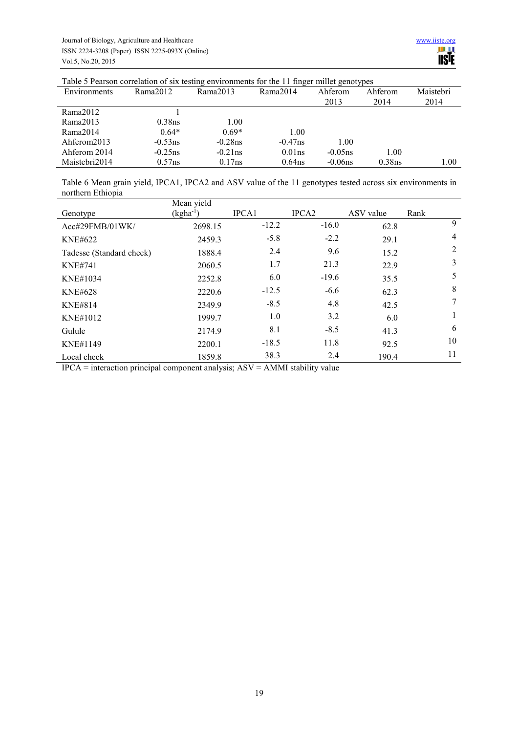Table 5 Pearson correlation of six testing environments for the 11 finger millet genotypes

| Environments | Rama2012 | Rama2013 | Rama2014 | Ahferom 2013 | Ahferom 2014 | Maistebri 2014 |
|---|---|---|---|---|---|---|
| Rama2012 | 1 | | | | | |
| Rama2013 | 0.38ns | 1.00 | | | | |
| Rama2014 | 0.64* | 0.69* | 1.00 | | | |
| Ahferom2013 | -0.53ns | -0.28ns | -0.47ns | 1.00 | | |
| Ahferom 2014 | -0.25ns | -0.21ns | 0.01ns | -0.05ns | 1.00 | |
| Maistebri2014 | 0.57ns | 0.17ns | 0.64ns | -0.06ns | 0.38ns | 1.00 |

Table 6 Mean grain yield, IPCA1, IPCA2 and ASV value of the 11 genotypes tested across six environments in northern Ethiopia

| Genotype | Mean yield ($kgha^{-1}$) | IPCA1 | IPCA2 | ASV value | Rank |
|---|---|---|---|---|---|
| Acc#29FMB/01WK/ | 2698.15 | -12.2 | -16.0 | 62.8 | 9 |
| KNE#622 | 2459.3 | -5.8 | -2.2 | 29.1 | 4 |
| Tadesse (Standard check) | 1888.4 | 2.4 | 9.6 | 15.2 | 2 |
| KNE#741 | 2060.5 | 1.7 | 21.3 | 22.9 | 3 |
| KNE#1034 | 2252.8 | 6.0 | -19.6 | 35.5 | 5 |
| KNE#628 | 2220.6 | -12.5 | -6.6 | 62.3 | 8 |
| KNE#814 | 2349.9 | -8.5 | 4.8 | 42.5 | 7 |
| KNE#1012 | 1999.7 | 1.0 | 3.2 | 6.0 | 1 |
| Gulule | 2174.9 | 8.1 | -8.5 | 41.3 | 6 |
| KNE#1149 | 2200.1 | -18.5 | 11.8 | 92.5 | 10 |
| Local check | 1859.8 | 38.3 | 2.4 | 190.4 | 11 |

IPCA = interaction principal component analysis; ASV = AMMI stability value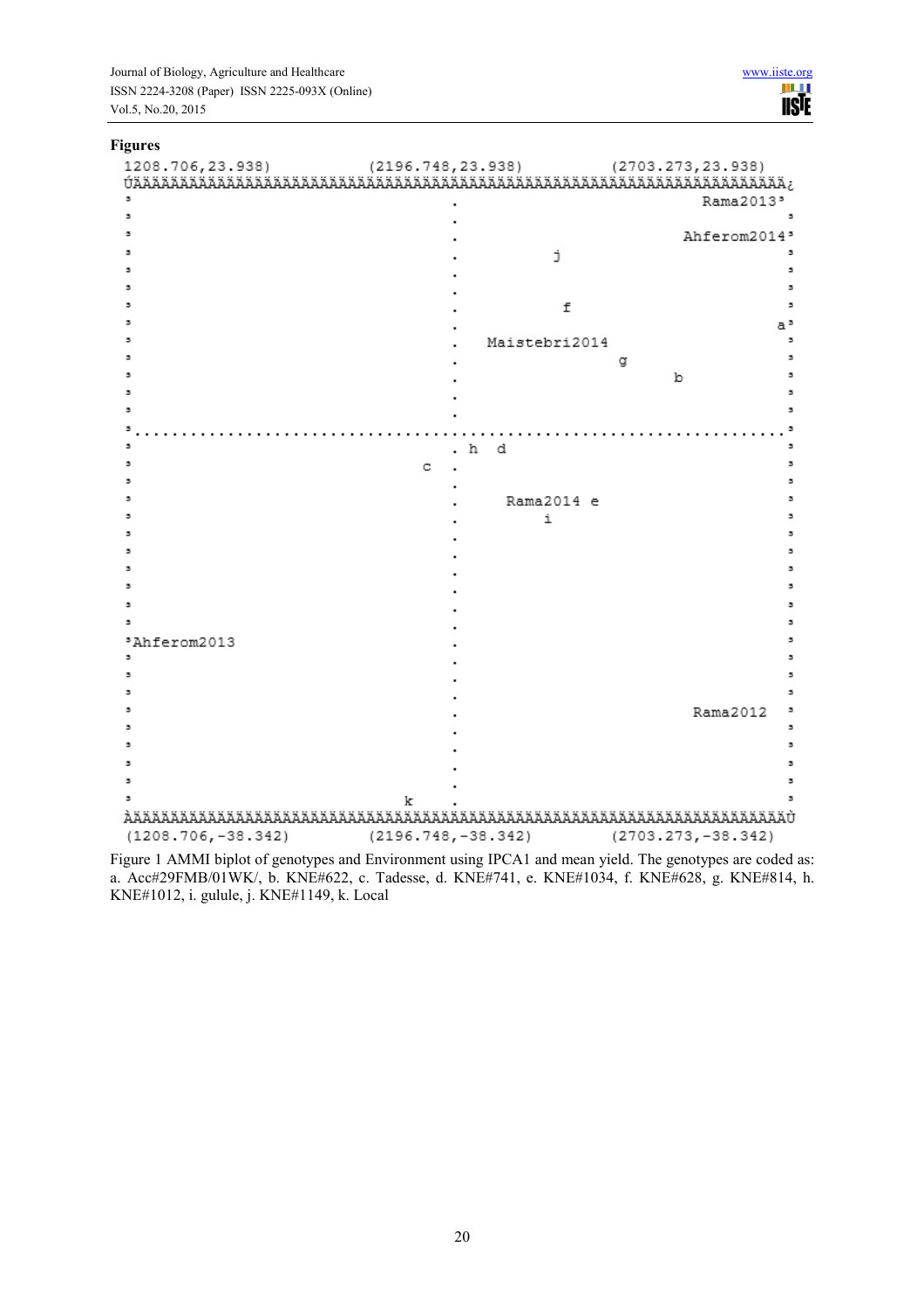## Figures

```
1208.706,23.938)          (2196.748,23.938)          (2703.273,23.938)
┌──────────────────────────────────────────────────────────────────────┐
│                                .                           Rama2013│
│                                .                                    │
│                                .                        Ahferom2014│
│                                .          j                         │
│                                .                                    │
│                                .                                    │
│                                .          f                         │
│                                .                                   a│
│                                .   Maistebri2014                    │
│                                .               g                    │
│                                .                     b              │
│                                .                                    │
│                                .                                    │
│......................................................................│
│                                . h  d                               │
│                            c   .                                    │
│                                .                                    │
│                                .     Rama2014 e                     │
│                                .         i                          │
│                                .                                    │
│                                .                                    │
│                                .                                    │
│                                .                                    │
│                                .                                    │
│                                .                                    │
│Ahferom2013                     .                                    │
│                                .                                    │
│                                .                                    │
│                                .                                    │
│                                .                          Rama2012  │
│                                .                                    │
│                                .                                    │
│                                .                                    │
│                                .                                    │
│                          k     .                                    │
└──────────────────────────────────────────────────────────────────────┘
(1208.706,-38.342)        (2196.748,-38.342)         (2703.273,-38.342)
```

Figure 1 AMMI biplot of genotypes and Environment using IPCA1 and mean yield. The genotypes are coded as: a. Acc#29FMB/01WK/, b. KNE#622, c. Tadesse, d. KNE#741, e. KNE#1034, f. KNE#628, g. KNE#814, h. KNE#1012, i. gulule, j. KNE#1149, k. Local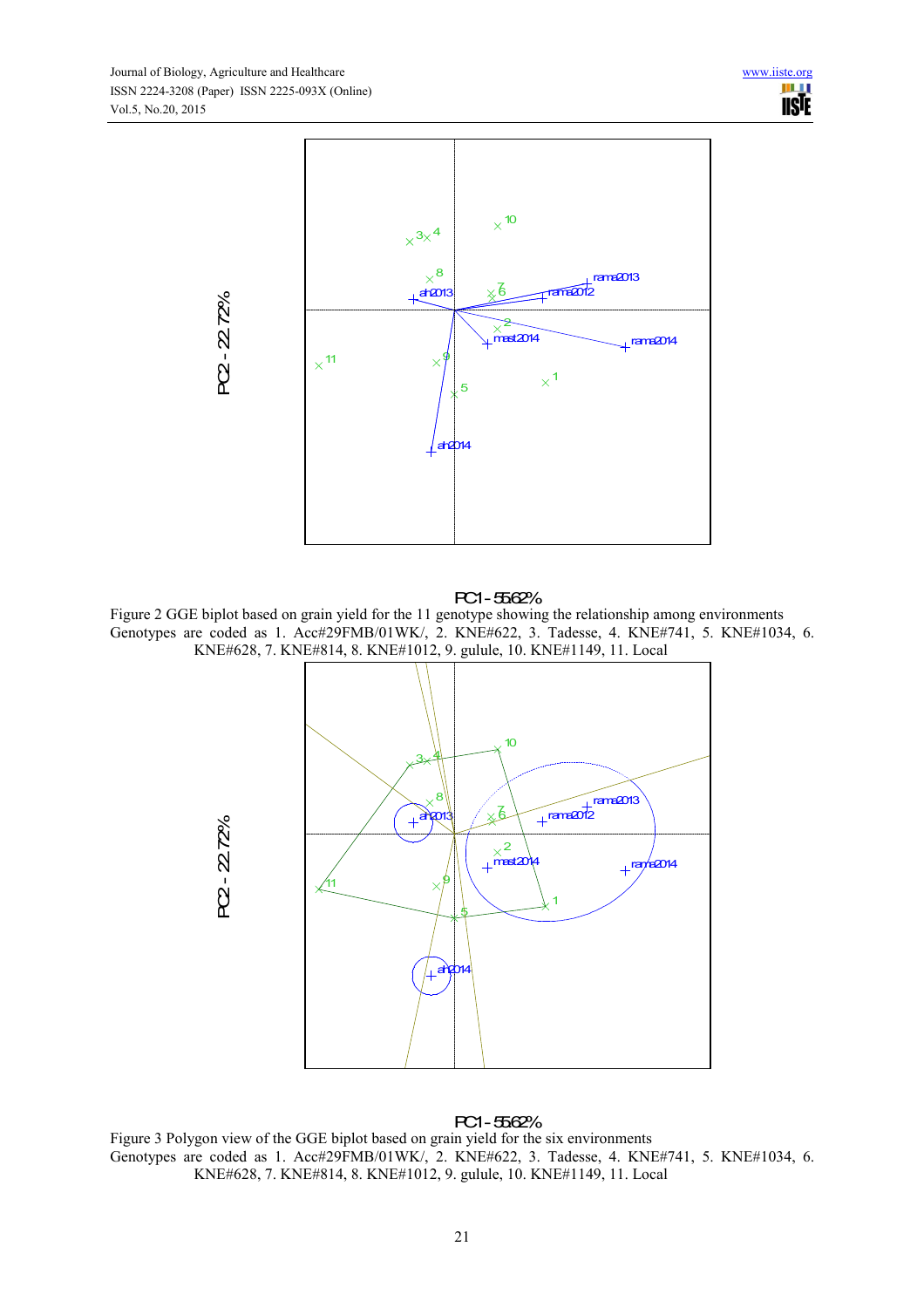Figure 2 GGE biplot based on grain yield for the 11 genotype showing the relationship among environments
Genotypes are coded as 1. Acc#29FMB/01WK/, 2. KNE#622, 3. Tadesse, 4. KNE#741, 5. KNE#1034, 6. KNE#628, 7. KNE#814, 8. KNE#1012, 9. gulule, 10. KNE#1149, 11. Local

Figure 3 Polygon view of the GGE biplot based on grain yield for the six environments
Genotypes are coded as 1. Acc#29FMB/01WK/, 2. KNE#622, 3. Tadesse, 4. KNE#741, 5. KNE#1034, 6. KNE#628, 7. KNE#814, 8. KNE#1012, 9. gulule, 10. KNE#1149, 11. Local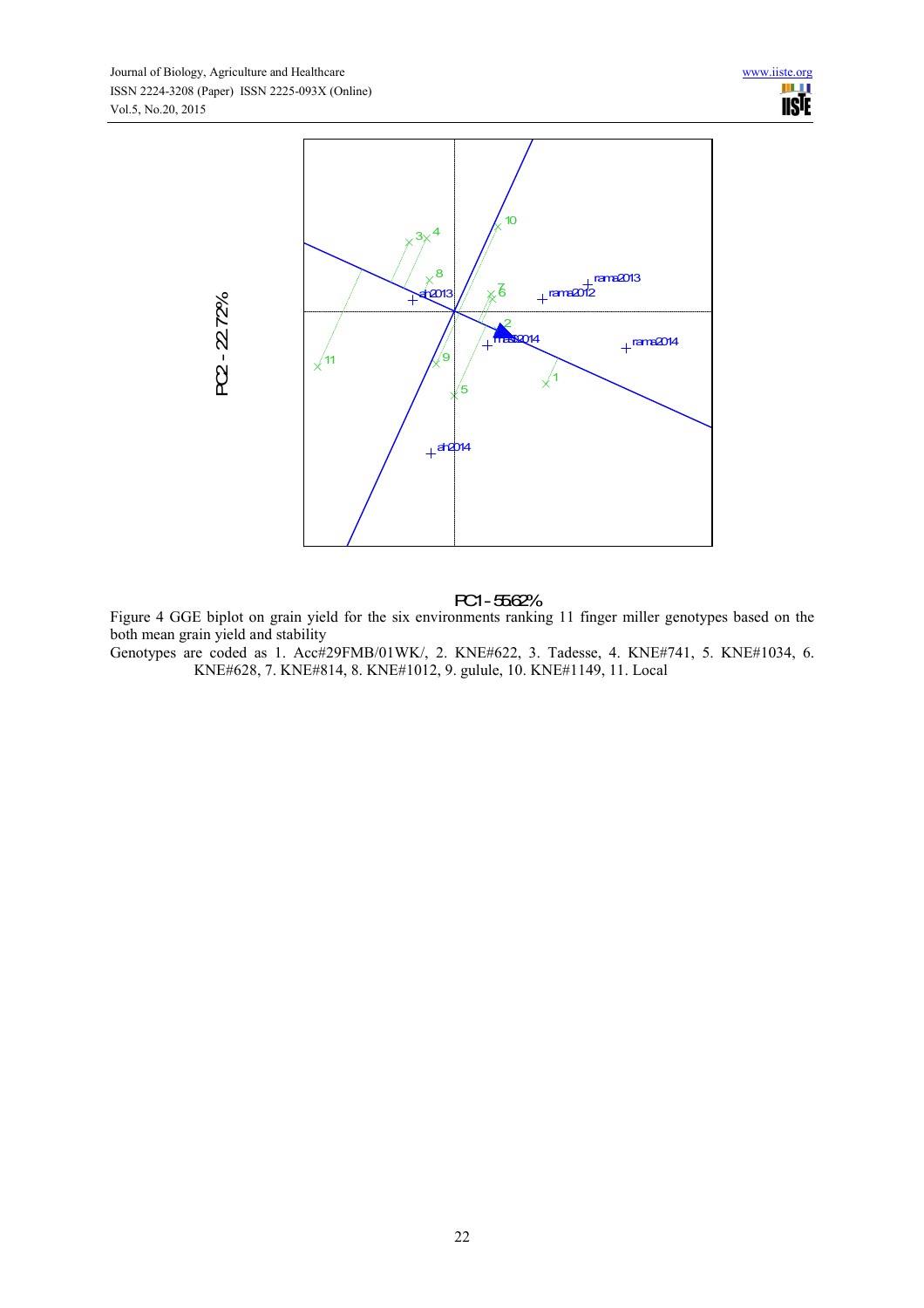PC2 - 22.72%

10
3
4
8
ah2013
7
6
rama2012
rama2013
2
mesi2014
rama2014
11
9
1
5
ah2014

PC1 - 55.62%

Figure 4 GGE biplot on grain yield for the six environments ranking 11 finger miller genotypes based on the both mean grain yield and stability

Genotypes are coded as 1. Acc#29FMB/01WK/, 2. KNE#622, 3. Tadesse, 4. KNE#741, 5. KNE#1034, 6. KNE#628, 7. KNE#814, 8. KNE#1012, 9. gulule, 10. KNE#1149, 11. Local